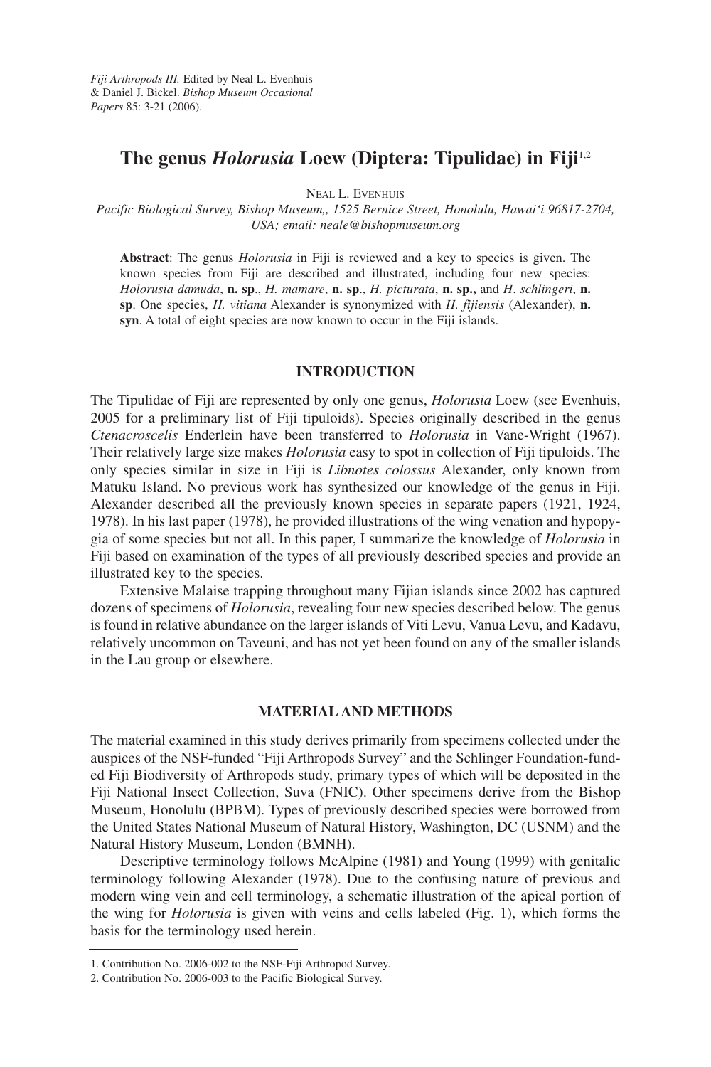*Fiji Arthropods III.* Edited by Neal L. Evenhuis & Daniel J. Bickel. *Bishop Museum Occasional Papers* 85: 3-21 (2006).

# The genus *Holorusia* Loew (Diptera: Tipulidae) in Fiji[1,2]

Neal L. Evenhuis

*Pacific Biological Survey, Bishop Museum,, 1525 Bernice Street, Honolulu, Hawai'i 96817-2704, USA; email: neale@bishopmuseum.org*

**Abstract**: The genus *Holorusia* in Fiji is reviewed and a key to species is given. The known species from Fiji are described and illustrated, including four new species: *Holorusia damuda*, **n. sp**., *H. mamare*, **n. sp**., *H. picturata*, **n. sp.,** and *H*. *schlingeri*, **n. sp**. One species, *H. vitiana* Alexander is synonymized with *H. fijiensis* (Alexander), **n. syn**. A total of eight species are now known to occur in the Fiji islands.

## INTRODUCTION

The Tipulidae of Fiji are represented by only one genus, *Holorusia* Loew (see Evenhuis, 2005 for a preliminary list of Fiji tipuloids). Species originally described in the genus *Ctenacroscelis* Enderlein have been transferred to *Holorusia* in Vane-Wright (1967). Their relatively large size makes *Holorusia* easy to spot in collection of Fiji tipuloids. The only species similar in size in Fiji is *Libnotes colossus* Alexander, only known from Matuku Island. No previous work has synthesized our knowledge of the genus in Fiji. Alexander described all the previously known species in separate papers (1921, 1924, 1978). In his last paper (1978), he provided illustrations of the wing venation and hypopygia of some species but not all. In this paper, I summarize the knowledge of *Holorusia* in Fiji based on examination of the types of all previously described species and provide an illustrated key to the species.

Extensive Malaise trapping throughout many Fijian islands since 2002 has captured dozens of specimens of *Holorusia*, revealing four new species described below. The genus is found in relative abundance on the larger islands of Viti Levu, Vanua Levu, and Kadavu, relatively uncommon on Taveuni, and has not yet been found on any of the smaller islands in the Lau group or elsewhere.

## MATERIAL AND METHODS

The material examined in this study derives primarily from specimens collected under the auspices of the NSF-funded "Fiji Arthropods Survey" and the Schlinger Foundation-funded Fiji Biodiversity of Arthropods study, primary types of which will be deposited in the Fiji National Insect Collection, Suva (FNIC). Other specimens derive from the Bishop Museum, Honolulu (BPBM). Types of previously described species were borrowed from the United States National Museum of Natural History, Washington, DC (USNM) and the Natural History Museum, London (BMNH).

Descriptive terminology follows McAlpine (1981) and Young (1999) with genitalic terminology following Alexander (1978). Due to the confusing nature of previous and modern wing vein and cell terminology, a schematic illustration of the apical portion of the wing for *Holorusia* is given with veins and cells labeled (Fig. 1), which forms the basis for the terminology used herein.

---

1. Contribution No. 2006-002 to the NSF-Fiji Arthropod Survey.
2. Contribution No. 2006-003 to the Pacific Biological Survey.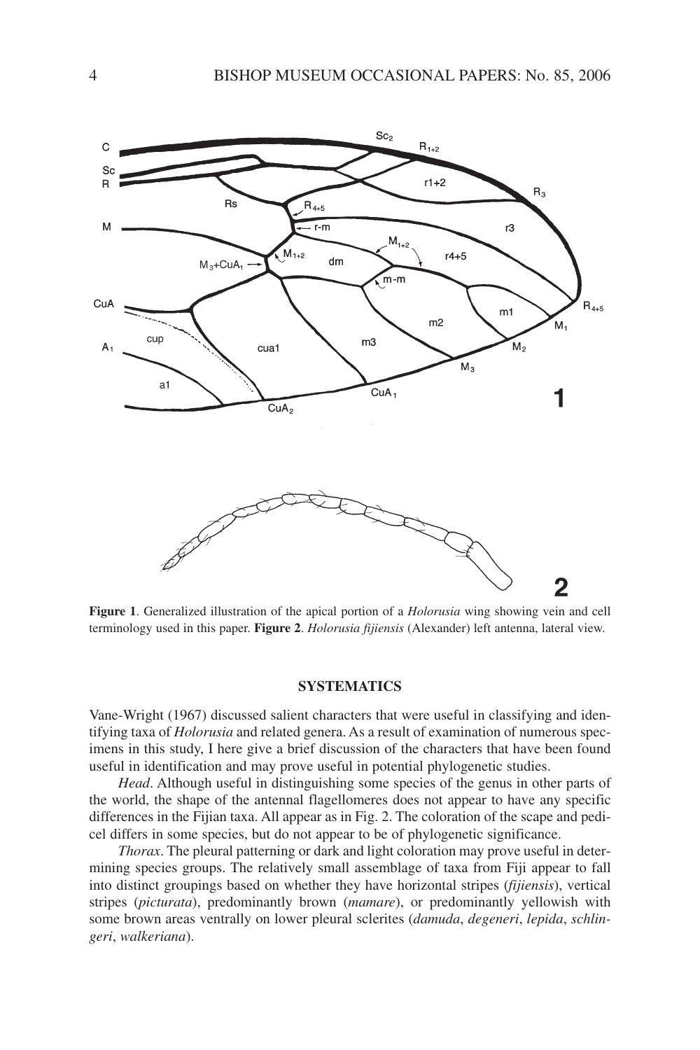**Figure 1**. Generalized illustration of the apical portion of a *Holorusia* wing showing vein and cell terminology used in this paper. **Figure 2**. *Holorusia fijiensis* (Alexander) left antenna, lateral view.

## SYSTEMATICS

Vane-Wright (1967) discussed salient characters that were useful in classifying and identifying taxa of *Holorusia* and related genera. As a result of examination of numerous specimens in this study, I here give a brief discussion of the characters that have been found useful in identification and may prove useful in potential phylogenetic studies.

*Head*. Although useful in distinguishing some species of the genus in other parts of the world, the shape of the antennal flagellomeres does not appear to have any specific differences in the Fijian taxa. All appear as in Fig. 2. The coloration of the scape and pedicel differs in some species, but do not appear to be of phylogenetic significance.

*Thorax*. The pleural patterning or dark and light coloration may prove useful in determining species groups. The relatively small assemblage of taxa from Fiji appear to fall into distinct groupings based on whether they have horizontal stripes (*fijiensis*), vertical stripes (*picturata*), predominantly brown (*mamare*), or predominantly yellowish with some brown areas ventrally on lower pleural sclerites (*damuda*, *degeneri*, *lepida*, *schlingeri*, *walkeriana*).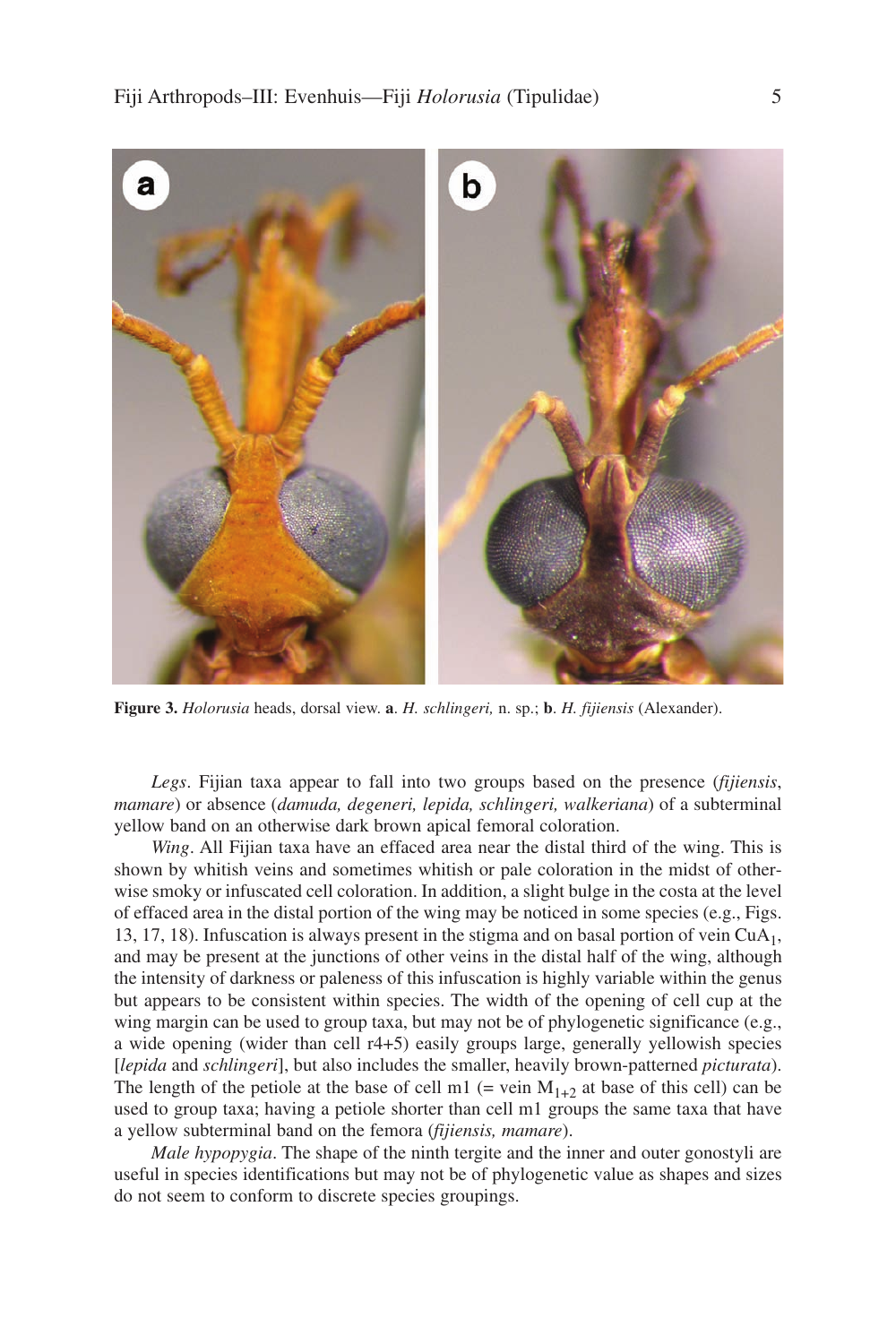**Figure 3.** *Holorusia* heads, dorsal view. **a**. *H. schlingeri,* n. sp.; **b**. *H. fijiensis* (Alexander).

*Legs*. Fijian taxa appear to fall into two groups based on the presence (*fijiensis*, *mamare*) or absence (*damuda, degeneri, lepida, schlingeri, walkeriana*) of a subterminal yellow band on an otherwise dark brown apical femoral coloration.

*Wing*. All Fijian taxa have an effaced area near the distal third of the wing. This is shown by whitish veins and sometimes whitish or pale coloration in the midst of otherwise smoky or infuscated cell coloration. In addition, a slight bulge in the costa at the level of effaced area in the distal portion of the wing may be noticed in some species (e.g., Figs. 13, 17, 18). Infuscation is always present in the stigma and on basal portion of vein $CuA_1$, and may be present at the junctions of other veins in the distal half of the wing, although the intensity of darkness or paleness of this infuscation is highly variable within the genus but appears to be consistent within species. The width of the opening of cell cup at the wing margin can be used to group taxa, but may not be of phylogenetic significance (e.g., a wide opening (wider than cell r4+5) easily groups large, generally yellowish species [*lepida* and *schlingeri*], but also includes the smaller, heavily brown-patterned *picturata*). The length of the petiole at the base of cell m1 (= vein $M_{1+2}$ at base of this cell) can be used to group taxa; having a petiole shorter than cell m1 groups the same taxa that have a yellow subterminal band on the femora (*fijiensis, mamare*).

*Male hypopygia*. The shape of the ninth tergite and the inner and outer gonostyli are useful in species identifications but may not be of phylogenetic value as shapes and sizes do not seem to conform to discrete species groupings.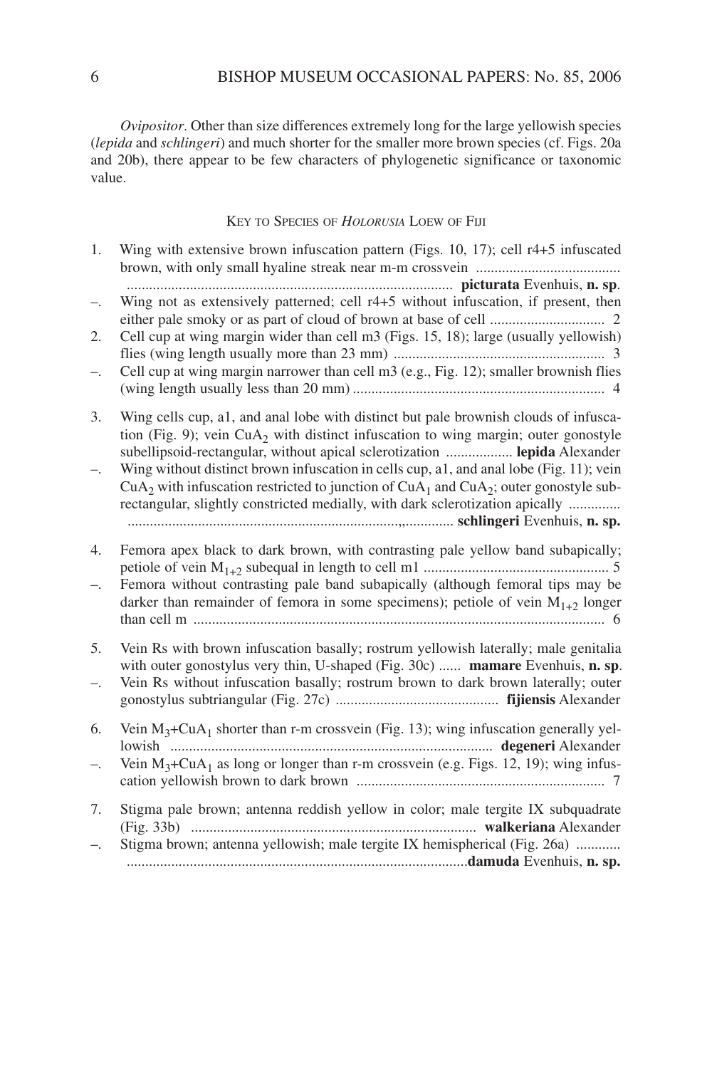*Ovipositor*. Other than size differences extremely long for the large yellowish species (*lepida* and *schlingeri*) and much shorter for the smaller more brown species (cf. Figs. 20a and 20b), there appear to be few characters of phylogenetic significance or taxonomic value.

## KEY TO SPECIES OF *HOLORUSIA* LOEW OF FIJI

1. Wing with extensive brown infuscation pattern (Figs. 10, 17); cell r4+5 infuscated brown, with only small hyaline streak near m-m crossvein ........................................................................................................ **picturata** Evenhuis, **n. sp**.

–. Wing not as extensively patterned; cell r4+5 without infuscation, if present, then either pale smoky or as part of cloud of brown at base of cell .............................. 2

2. Cell cup at wing margin wider than cell m3 (Figs. 15, 18); large (usually yellowish) flies (wing length usually more than 23 mm) ......................................................... 3

–. Cell cup at wing margin narrower than cell m3 (e.g., Fig. 12); smaller brownish flies (wing length usually less than 20 mm) .................................................................... 4

3. Wing cells cup, a1, and anal lobe with distinct but pale brownish clouds of infuscation (Fig. 9); vein $CuA_2$ with distinct infuscation to wing margin; outer gonostyle subellipsoid-rectangular, without apical sclerotization .................. **lepida** Alexander

–. Wing without distinct brown infuscation in cells cup, a1, and anal lobe (Fig. 11); vein $CuA_2$ with infuscation restricted to junction of $CuA_1$ and $CuA_2$; outer gonostyle subrectangular, slightly constricted medially, with dark sclerotization apically ............................................................................................. **schlingeri** Evenhuis, **n. sp.**

4. Femora apex black to dark brown, with contrasting pale yellow band subapically; petiole of vein $M_{1+2}$ subequal in length to cell m1 .................................................. 5

–. Femora without contrasting pale band subapically (although femoral tips may be darker than remainder of femora in some specimens); petiole of vein $M_{1+2}$ longer than cell m ............................................................................................................... 6

5. Vein Rs with brown infuscation basally; rostrum yellowish laterally; male genitalia with outer gonostylus very thin, U-shaped (Fig. 30c) ...... **mamare** Evenhuis, **n. sp**.

–. Vein Rs without infuscation basally; rostrum brown to dark brown laterally; outer gonostylus subtriangular (Fig. 27c) ............................................ **fijiensis** Alexander

6. Vein $M_3$+$CuA_1$ shorter than r-m crossvein (Fig. 13); wing infuscation generally yellowish ...................................................................................... **degeneri** Alexander

–. Vein $M_3$+$CuA_1$ as long or longer than r-m crossvein (e.g. Figs. 12, 19); wing infuscation yellowish brown to dark brown ................................................................... 7

7. Stigma pale brown; antenna reddish yellow in color; male tergite IX subquadrate (Fig. 33b) ............................................................................ **walkeriana** Alexander

–. Stigma brown; antenna yellowish; male tergite IX hemispherical (Fig. 26a) ............................................................................................**damuda** Evenhuis, **n. sp.**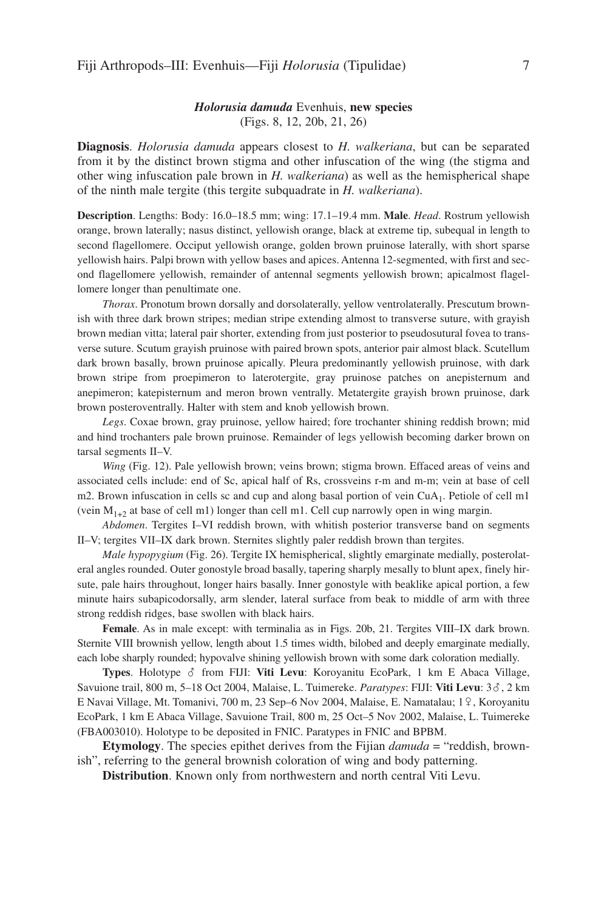### *Holorusia damuda* Evenhuis, **new species**

(Figs. 8, 12, 20b, 21, 26)

**Diagnosis**. *Holorusia damuda* appears closest to *H. walkeriana*, but can be separated from it by the distinct brown stigma and other infuscation of the wing (the stigma and other wing infuscation pale brown in *H. walkeriana*) as well as the hemispherical shape of the ninth male tergite (this tergite subquadrate in *H. walkeriana*).

**Description**. Lengths: Body: 16.0–18.5 mm; wing: 17.1–19.4 mm. **Male**. *Head*. Rostrum yellowish orange, brown laterally; nasus distinct, yellowish orange, black at extreme tip, subequal in length to second flagellomere. Occiput yellowish orange, golden brown pruinose laterally, with short sparse yellowish hairs. Palpi brown with yellow bases and apices. Antenna 12-segmented, with first and second flagellomere yellowish, remainder of antennal segments yellowish brown; apicalmost flagellomere longer than penultimate one.

*Thorax*. Pronotum brown dorsally and dorsolaterally, yellow ventrolaterally. Prescutum brownish with three dark brown stripes; median stripe extending almost to transverse suture, with grayish brown median vitta; lateral pair shorter, extending from just posterior to pseudosutural fovea to transverse suture. Scutum grayish pruinose with paired brown spots, anterior pair almost black. Scutellum dark brown basally, brown pruinose apically. Pleura predominantly yellowish pruinose, with dark brown stripe from proepimeron to laterotergite, gray pruinose patches on anepisternum and anepimeron; katepisternum and meron brown ventrally. Metatergite grayish brown pruinose, dark brown posteroventrally. Halter with stem and knob yellowish brown.

*Legs*. Coxae brown, gray pruinose, yellow haired; fore trochanter shining reddish brown; mid and hind trochanters pale brown pruinose. Remainder of legs yellowish becoming darker brown on tarsal segments II–V.

*Wing* (Fig. 12). Pale yellowish brown; veins brown; stigma brown. Effaced areas of veins and associated cells include: end of Sc, apical half of Rs, crossveins r-m and m-m; vein at base of cell m2. Brown infuscation in cells sc and cup and along basal portion of vein $CuA_1$. Petiole of cell m1 (vein $M_{1+2}$ at base of cell m1) longer than cell m1. Cell cup narrowly open in wing margin.

*Abdomen*. Tergites I–VI reddish brown, with whitish posterior transverse band on segments II–V; tergites VII–IX dark brown. Sternites slightly paler reddish brown than tergites.

*Male hypopygium* (Fig. 26). Tergite IX hemispherical, slightly emarginate medially, posterolateral angles rounded. Outer gonostyle broad basally, tapering sharply mesally to blunt apex, finely hirsute, pale hairs throughout, longer hairs basally. Inner gonostyle with beaklike apical portion, a few minute hairs subapicodorsally, arm slender, lateral surface from beak to middle of arm with three strong reddish ridges, base swollen with black hairs.

**Female**. As in male except: with terminalia as in Figs. 20b, 21. Tergites VIII–IX dark brown. Sternite VIII brownish yellow, length about 1.5 times width, bilobed and deeply emarginate medially, each lobe sharply rounded; hypovalve shining yellowish brown with some dark coloration medially.

**Types**. Holotype ♂ from FIJI: **Viti Levu**: Koroyanitu EcoPark, 1 km E Abaca Village, Savuione trail, 800 m, 5–18 Oct 2004, Malaise, L. Tuimereke. *Paratypes*: FIJI: **Viti Levu**: 3♂, 2 km E Navai Village, Mt. Tomanivi, 700 m, 23 Sep–6 Nov 2004, Malaise, E. Namatalau; 1♀, Koroyanitu EcoPark, 1 km E Abaca Village, Savuione Trail, 800 m, 25 Oct–5 Nov 2002, Malaise, L. Tuimereke (FBA003010). Holotype to be deposited in FNIC. Paratypes in FNIC and BPBM.

**Etymology**. The species epithet derives from the Fijian *damuda* = "reddish, brownish", referring to the general brownish coloration of wing and body patterning.

**Distribution**. Known only from northwestern and north central Viti Levu.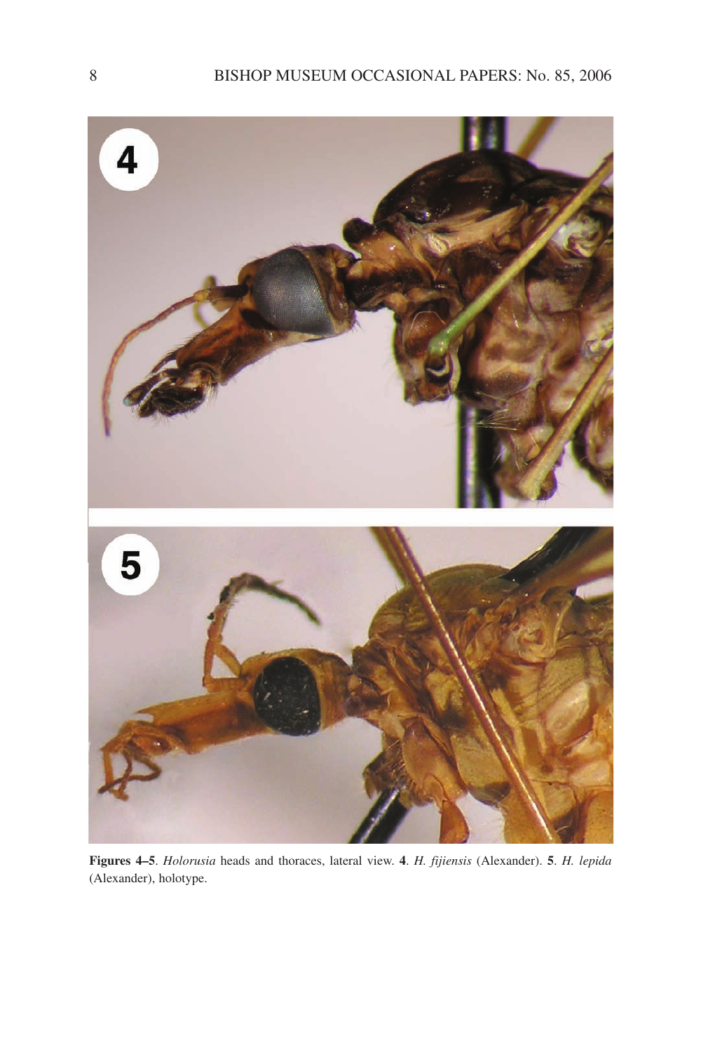**Figures 4–5**. *Holorusia* heads and thoraces, lateral view. **4**. *H. fijiensis* (Alexander). **5**. *H. lepida* (Alexander), holotype.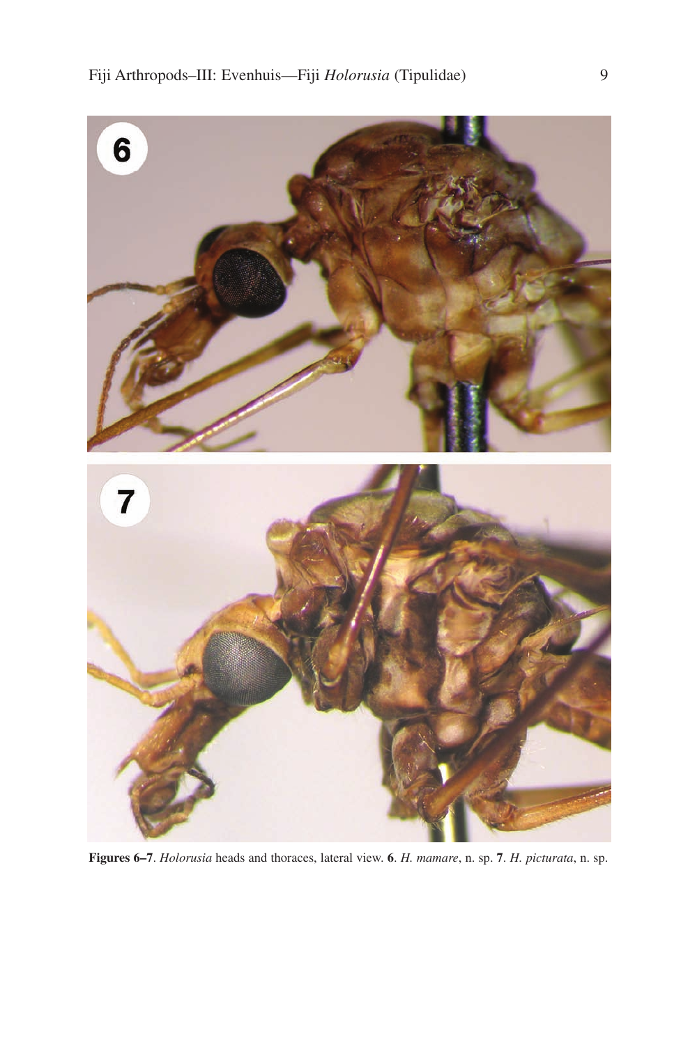**Figures 6–7**. *Holorusia* heads and thoraces, lateral view. **6**. *H. mamare*, n. sp. **7**. *H. picturata*, n. sp.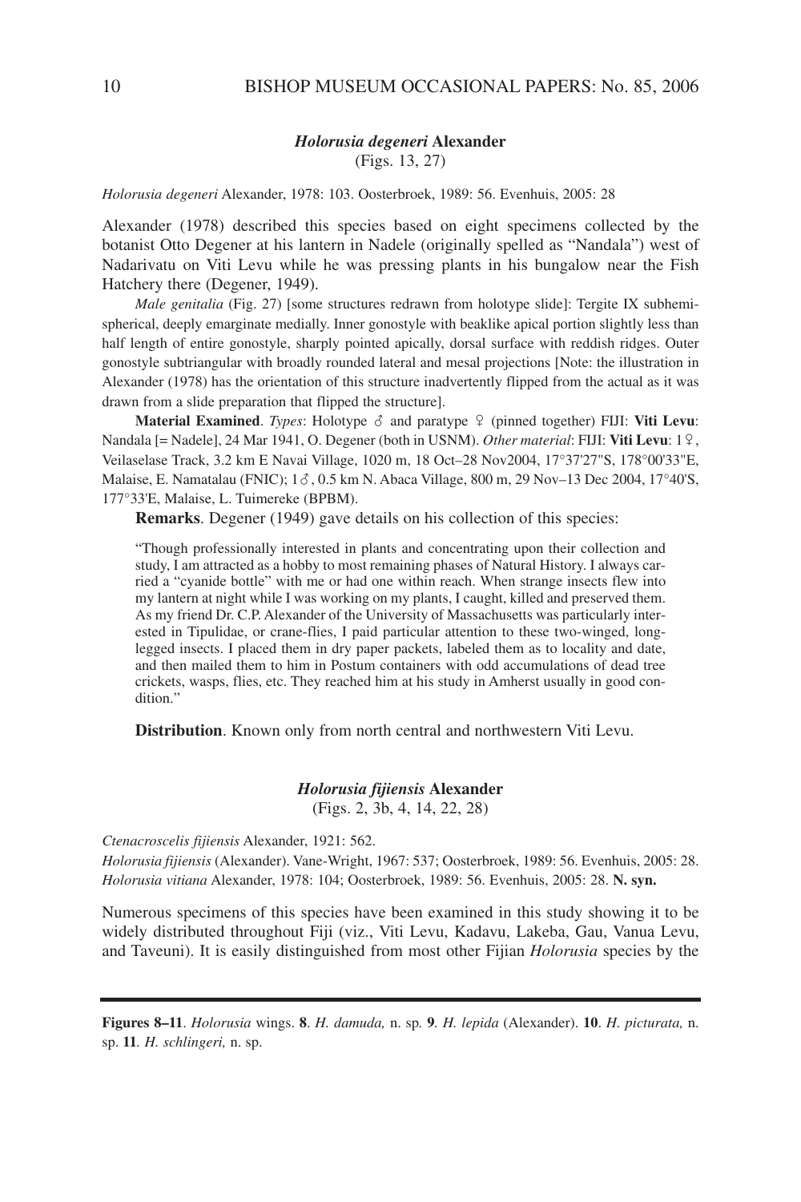### *Holorusia degeneri* Alexander

(Figs. 13, 27)

*Holorusia degeneri* Alexander, 1978: 103. Oosterbroek, 1989: 56. Evenhuis, 2005: 28

Alexander (1978) described this species based on eight specimens collected by the botanist Otto Degener at his lantern in Nadele (originally spelled as "Nandala") west of Nadarivatu on Viti Levu while he was pressing plants in his bungalow near the Fish Hatchery there (Degener, 1949).

*Male genitalia* (Fig. 27) [some structures redrawn from holotype slide]: Tergite IX subhemispherical, deeply emarginate medially. Inner gonostyle with beaklike apical portion slightly less than half length of entire gonostyle, sharply pointed apically, dorsal surface with reddish ridges. Outer gonostyle subtriangular with broadly rounded lateral and mesal projections [Note: the illustration in Alexander (1978) has the orientation of this structure inadvertently flipped from the actual as it was drawn from a slide preparation that flipped the structure].

**Material Examined**. *Types*: Holotype ♂ and paratype ♀ (pinned together) FIJI: **Viti Levu**: Nandala [= Nadele], 24 Mar 1941, O. Degener (both in USNM). *Other material*: FIJI: **Viti Levu**: 1♀, Veilaselase Track, 3.2 km E Navai Village, 1020 m, 18 Oct–28 Nov2004, 17°37'27"S, 178°00'33"E, Malaise, E. Namatalau (FNIC); 1♂, 0.5 km N. Abaca Village, 800 m, 29 Nov–13 Dec 2004, 17°40'S, 177°33'E, Malaise, L. Tuimereke (BPBM).

**Remarks**. Degener (1949) gave details on his collection of this species:

> "Though professionally interested in plants and concentrating upon their collection and study, I am attracted as a hobby to most remaining phases of Natural History. I always carried a "cyanide bottle" with me or had one within reach. When strange insects flew into my lantern at night while I was working on my plants, I caught, killed and preserved them. As my friend Dr. C.P. Alexander of the University of Massachusetts was particularly interested in Tipulidae, or crane-flies, I paid particular attention to these two-winged, long-legged insects. I placed them in dry paper packets, labeled them as to locality and date, and then mailed them to him in Postum containers with odd accumulations of dead tree crickets, wasps, flies, etc. They reached him at his study in Amherst usually in good condition."

**Distribution**. Known only from north central and northwestern Viti Levu.

### *Holorusia fijiensis* Alexander

(Figs. 2, 3b, 4, 14, 22, 28)

*Ctenacroscelis fijiensis* Alexander, 1921: 562.
*Holorusia fijiensis* (Alexander). Vane-Wright, 1967: 537; Oosterbroek, 1989: 56. Evenhuis, 2005: 28.
*Holorusia vitiana* Alexander, 1978: 104; Oosterbroek, 1989: 56. Evenhuis, 2005: 28. **N. syn.**

Numerous specimens of this species have been examined in this study showing it to be widely distributed throughout Fiji (viz., Viti Levu, Kadavu, Lakeba, Gau, Vanua Levu, and Taveuni). It is easily distinguished from most other Fijian *Holorusia* species by the

**Figures 8–11**. *Holorusia* wings. **8**. *H. damuda,* n. sp. **9**. *H. lepida* (Alexander). **10**. *H. picturata,* n. sp. **11**. *H. schlingeri,* n. sp.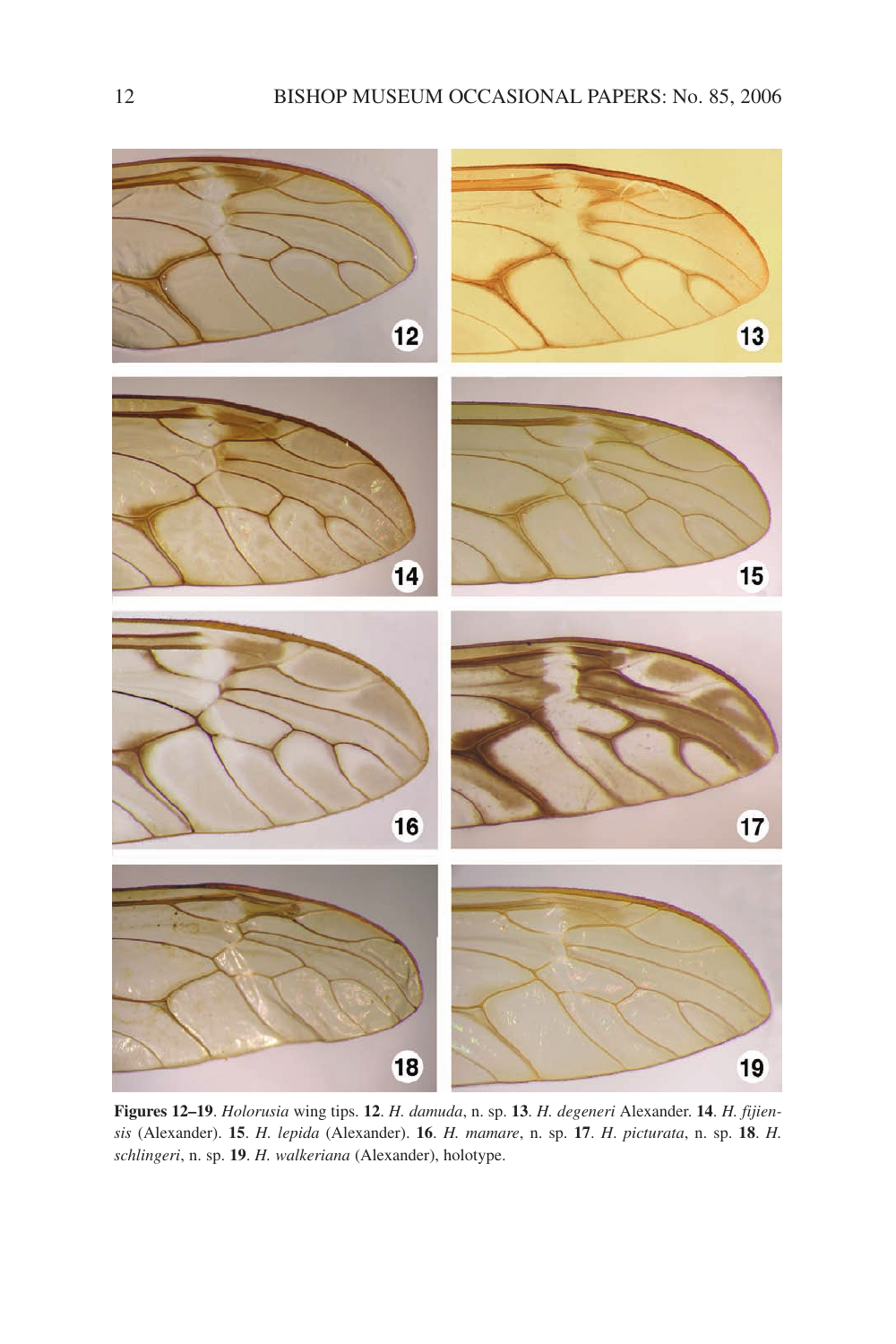**Figures 12–19**. *Holorusia* wing tips. **12**. *H. damuda*, n. sp. **13**. *H. degeneri* Alexander. **14**. *H. fijiensis* (Alexander). **15**. *H. lepida* (Alexander). **16**. *H. mamare*, n. sp. **17**. *H. picturata*, n. sp. **18**. *H. schlingeri*, n. sp. **19**. *H. walkeriana* (Alexander), holotype.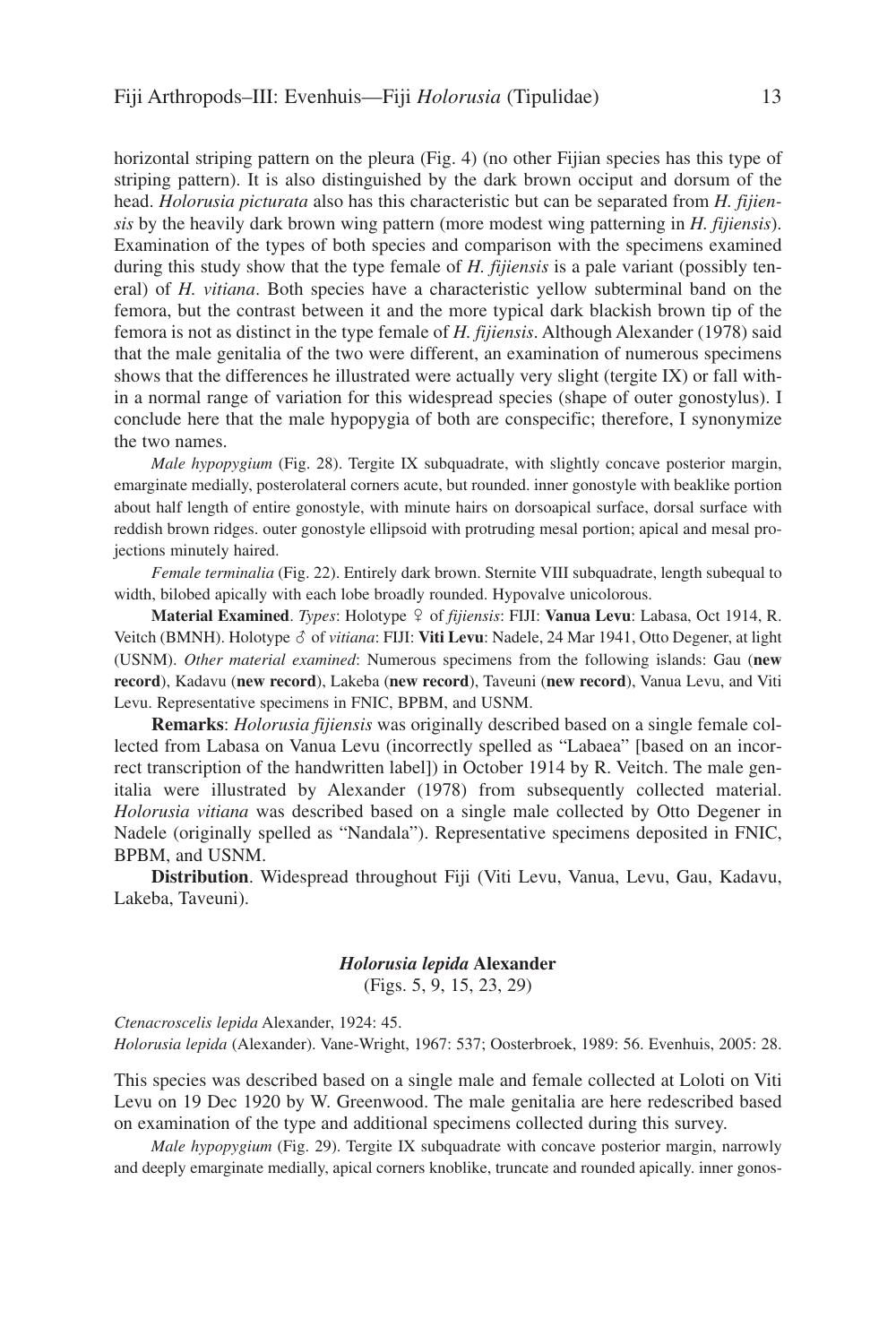horizontal striping pattern on the pleura (Fig. 4) (no other Fijian species has this type of striping pattern). It is also distinguished by the dark brown occiput and dorsum of the head. *Holorusia picturata* also has this characteristic but can be separated from *H. fijiensis* by the heavily dark brown wing pattern (more modest wing patterning in *H. fijiensis*). Examination of the types of both species and comparison with the specimens examined during this study show that the type female of *H. fijiensis* is a pale variant (possibly teneral) of *H. vitiana*. Both species have a characteristic yellow subterminal band on the femora, but the contrast between it and the more typical dark blackish brown tip of the femora is not as distinct in the type female of *H. fijiensis*. Although Alexander (1978) said that the male genitalia of the two were different, an examination of numerous specimens shows that the differences he illustrated were actually very slight (tergite IX) or fall within a normal range of variation for this widespread species (shape of outer gonostylus). I conclude here that the male hypopygia of both are conspecific; therefore, I synonymize the two names.

*Male hypopygium* (Fig. 28). Tergite IX subquadrate, with slightly concave posterior margin, emarginate medially, posterolateral corners acute, but rounded. inner gonostyle with beaklike portion about half length of entire gonostyle, with minute hairs on dorsoapical surface, dorsal surface with reddish brown ridges. outer gonostyle ellipsoid with protruding mesal portion; apical and mesal projections minutely haired.

*Female terminalia* (Fig. 22). Entirely dark brown. Sternite VIII subquadrate, length subequal to width, bilobed apically with each lobe broadly rounded. Hypovalve unicolorous.

**Material Examined**. *Types*: Holotype ♀ of *fijiensis*: FIJI: **Vanua Levu**: Labasa, Oct 1914, R. Veitch (BMNH). Holotype ♂ of *vitiana*: FIJI: **Viti Levu**: Nadele, 24 Mar 1941, Otto Degener, at light (USNM). *Other material examined*: Numerous specimens from the following islands: Gau (**new record**), Kadavu (**new record**), Lakeba (**new record**), Taveuni (**new record**), Vanua Levu, and Viti Levu. Representative specimens in FNIC, BPBM, and USNM.

**Remarks**: *Holorusia fijiensis* was originally described based on a single female collected from Labasa on Vanua Levu (incorrectly spelled as "Labaea" [based on an incorrect transcription of the handwritten label]) in October 1914 by R. Veitch. The male genitalia were illustrated by Alexander (1978) from subsequently collected material. *Holorusia vitiana* was described based on a single male collected by Otto Degener in Nadele (originally spelled as "Nandala"). Representative specimens deposited in FNIC, BPBM, and USNM.

**Distribution**. Widespread throughout Fiji (Viti Levu, Vanua, Levu, Gau, Kadavu, Lakeba, Taveuni).

### *Holorusia lepida* Alexander

(Figs. 5, 9, 15, 23, 29)

*Ctenacroscelis lepida* Alexander, 1924: 45.
*Holorusia lepida* (Alexander). Vane-Wright, 1967: 537; Oosterbroek, 1989: 56. Evenhuis, 2005: 28.

This species was described based on a single male and female collected at Loloti on Viti Levu on 19 Dec 1920 by W. Greenwood. The male genitalia are here redescribed based on examination of the type and additional specimens collected during this survey.

*Male hypopygium* (Fig. 29). Tergite IX subquadrate with concave posterior margin, narrowly and deeply emarginate medially, apical corners knoblike, truncate and rounded apically. inner gonos-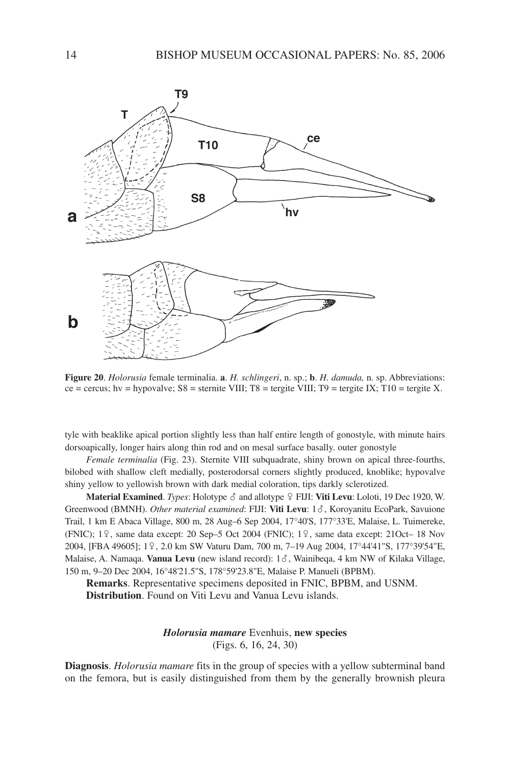**Figure 20**. *Holorusia* female terminalia. **a**. *H. schlingeri*, n. sp.; **b**. *H. damuda,* n. sp. Abbreviations: ce = cercus; hv = hypovalve; S8 = sternite VIII; T8 = tergite VIII; T9 = tergite IX; T10 = tergite X.

tyle with beaklike apical portion slightly less than half entire length of gonostyle, with minute hairs dorsoapically, longer hairs along thin rod and on mesal surface basally. outer gonostyle

*Female terminalia* (Fig. 23). Sternite VIII subquadrate, shiny brown on apical three-fourths, bilobed with shallow cleft medially, posterodorsal corners slightly produced, knoblike; hypovalve shiny yellow to yellowish brown with dark medial coloration, tips darkly sclerotized.

**Material Examined**. *Types*: Holotype ♂ and allotype ♀ FIJI: **Viti Levu**: Loloti, 19 Dec 1920, W. Greenwood (BMNH). *Other material examined*: FIJI: **Viti Levu**: 1♂, Koroyanitu EcoPark, Savuione Trail, 1 km E Abaca Village, 800 m, 28 Aug–6 Sep 2004, 17°40'S, 177°33'E, Malaise, L. Tuimereke, (FNIC); 1♀, same data except: 20 Sep–5 Oct 2004 (FNIC); 1♀, same data except: 21Oct– 18 Nov 2004, [FBA 49605]; 1♀, 2.0 km SW Vaturu Dam, 700 m, 7–19 Aug 2004, 17°44'41"S, 177°39'54"E, Malaise, A. Namaqa. **Vanua Levu** (new island record): 1♂, Wainibeqa, 4 km NW of Kilaka Village, 150 m, 9–20 Dec 2004, 16°48'21.5"S, 178°59'23.8"E, Malaise P. Manueli (BPBM).

**Remarks**. Representative specimens deposited in FNIC, BPBM, and USNM.

**Distribution**. Found on Viti Levu and Vanua Levu islands.

### *Holorusia mamare* Evenhuis, **new species**
(Figs. 6, 16, 24, 30)

**Diagnosis**. *Holorusia mamare* fits in the group of species with a yellow subterminal band on the femora, but is easily distinguished from them by the generally brownish pleura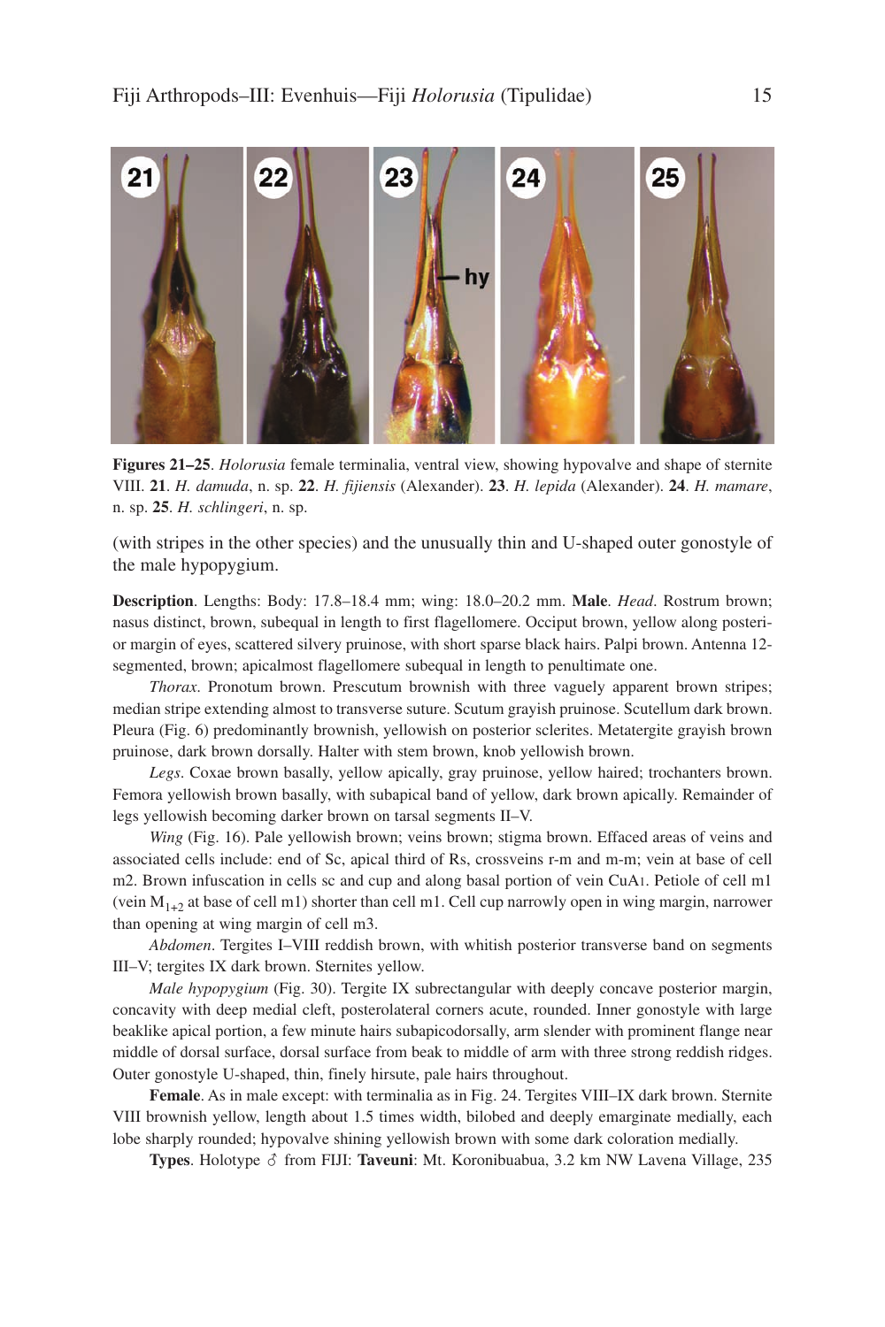**Figures 21–25**. *Holorusia* female terminalia, ventral view, showing hypovalve and shape of sternite VIII. **21**. *H. damuda*, n. sp. **22**. *H. fijiensis* (Alexander). **23**. *H. lepida* (Alexander). **24**. *H. mamare*, n. sp. **25**. *H. schlingeri*, n. sp.

(with stripes in the other species) and the unusually thin and U-shaped outer gonostyle of the male hypopygium.

**Description**. Lengths: Body: 17.8–18.4 mm; wing: 18.0–20.2 mm. **Male**. *Head*. Rostrum brown; nasus distinct, brown, subequal in length to first flagellomere. Occiput brown, yellow along posterior margin of eyes, scattered silvery pruinose, with short sparse black hairs. Palpi brown. Antenna 12-segmented, brown; apicalmost flagellomere subequal in length to penultimate one.

*Thorax*. Pronotum brown. Prescutum brownish with three vaguely apparent brown stripes; median stripe extending almost to transverse suture. Scutum grayish pruinose. Scutellum dark brown. Pleura (Fig. 6) predominantly brownish, yellowish on posterior sclerites. Metatergite grayish brown pruinose, dark brown dorsally. Halter with stem brown, knob yellowish brown.

*Legs*. Coxae brown basally, yellow apically, gray pruinose, yellow haired; trochanters brown. Femora yellowish brown basally, with subapical band of yellow, dark brown apically. Remainder of legs yellowish becoming darker brown on tarsal segments II–V.

*Wing* (Fig. 16). Pale yellowish brown; veins brown; stigma brown. Effaced areas of veins and associated cells include: end of Sc, apical third of Rs, crossveins r-m and m-m; vein at base of cell m2. Brown infuscation in cells sc and cup and along basal portion of vein $CuA_1$. Petiole of cell m1 (vein $M_{1+2}$ at base of cell m1) shorter than cell m1. Cell cup narrowly open in wing margin, narrower than opening at wing margin of cell m3.

*Abdomen*. Tergites I–VIII reddish brown, with whitish posterior transverse band on segments III–V; tergites IX dark brown. Sternites yellow.

*Male hypopygium* (Fig. 30). Tergite IX subrectangular with deeply concave posterior margin, concavity with deep medial cleft, posterolateral corners acute, rounded. Inner gonostyle with large beaklike apical portion, a few minute hairs subapicodorsally, arm slender with prominent flange near middle of dorsal surface, dorsal surface from beak to middle of arm with three strong reddish ridges. Outer gonostyle U-shaped, thin, finely hirsute, pale hairs throughout.

**Female**. As in male except: with terminalia as in Fig. 24. Tergites VIII–IX dark brown. Sternite VIII brownish yellow, length about 1.5 times width, bilobed and deeply emarginate medially, each lobe sharply rounded; hypovalve shining yellowish brown with some dark coloration medially.

**Types**. Holotype ♂ from FIJI: **Taveuni**: Mt. Koronibuabua, 3.2 km NW Lavena Village, 235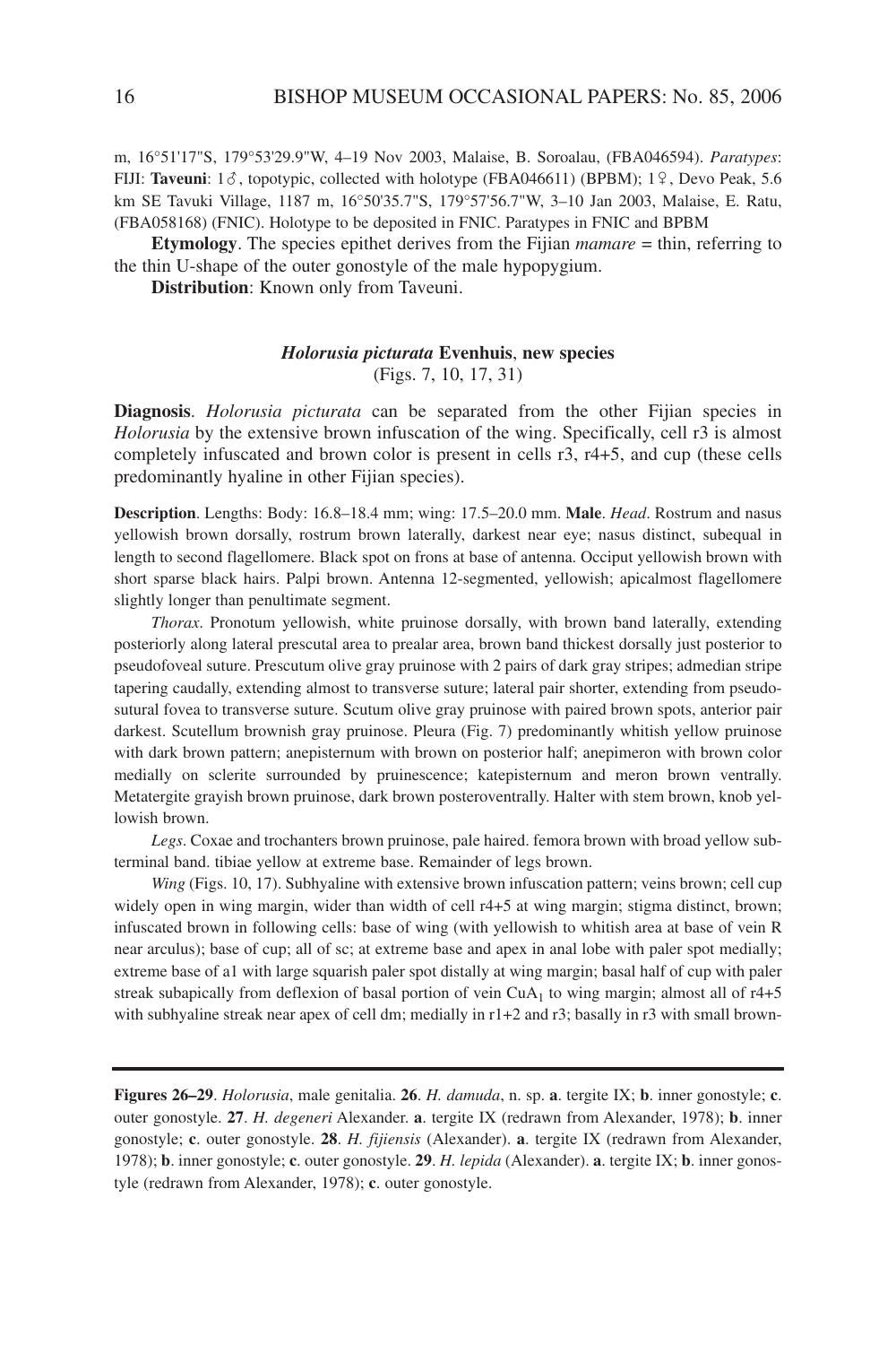m, 16°51'17"S, 179°53'29.9"W, 4–19 Nov 2003, Malaise, B. Soroalau, (FBA046594). *Paratypes*: FIJI: **Taveuni**: 1♂, topotypic, collected with holotype (FBA046611) (BPBM); 1♀, Devo Peak, 5.6 km SE Tavuki Village, 1187 m, 16°50'35.7"S, 179°57'56.7"W, 3–10 Jan 2003, Malaise, E. Ratu, (FBA058168) (FNIC). Holotype to be deposited in FNIC. Paratypes in FNIC and BPBM

**Etymology**. The species epithet derives from the Fijian *mamare* = thin, referring to the thin U-shape of the outer gonostyle of the male hypopygium.

**Distribution**: Known only from Taveuni.

### *Holorusia picturata* Evenhuis, new species

(Figs. 7, 10, 17, 31)

**Diagnosis**. *Holorusia picturata* can be separated from the other Fijian species in *Holorusia* by the extensive brown infuscation of the wing. Specifically, cell r3 is almost completely infuscated and brown color is present in cells r3, r4+5, and cup (these cells predominantly hyaline in other Fijian species).

**Description**. Lengths: Body: 16.8–18.4 mm; wing: 17.5–20.0 mm. **Male**. *Head*. Rostrum and nasus yellowish brown dorsally, rostrum brown laterally, darkest near eye; nasus distinct, subequal in length to second flagellomere. Black spot on frons at base of antenna. Occiput yellowish brown with short sparse black hairs. Palpi brown. Antenna 12-segmented, yellowish; apicalmost flagellomere slightly longer than penultimate segment.

*Thorax*. Pronotum yellowish, white pruinose dorsally, with brown band laterally, extending posteriorly along lateral prescutal area to prealar area, brown band thickest dorsally just posterior to pseudofoveal suture. Prescutum olive gray pruinose with 2 pairs of dark gray stripes; admedian stripe tapering caudally, extending almost to transverse suture; lateral pair shorter, extending from pseudosutural fovea to transverse suture. Scutum olive gray pruinose with paired brown spots, anterior pair darkest. Scutellum brownish gray pruinose. Pleura (Fig. 7) predominantly whitish yellow pruinose with dark brown pattern; anepisternum with brown on posterior half; anepimeron with brown color medially on sclerite surrounded by pruinescence; katepisternum and meron brown ventrally. Metatergite grayish brown pruinose, dark brown posteroventrally. Halter with stem brown, knob yellowish brown.

*Legs*. Coxae and trochanters brown pruinose, pale haired. femora brown with broad yellow subterminal band. tibiae yellow at extreme base. Remainder of legs brown.

*Wing* (Figs. 10, 17). Subhyaline with extensive brown infuscation pattern; veins brown; cell cup widely open in wing margin, wider than width of cell r4+5 at wing margin; stigma distinct, brown; infuscated brown in following cells: base of wing (with yellowish to whitish area at base of vein R near arculus); base of cup; all of sc; at extreme base and apex in anal lobe with paler spot medially; extreme base of a1 with large squarish paler spot distally at wing margin; basal half of cup with paler streak subapically from deflexion of basal portion of vein $CuA_1$ to wing margin; almost all of r4+5 with subhyaline streak near apex of cell dm; medially in r1+2 and r3; basally in r3 with small brown-

**Figures 26–29**. *Holorusia*, male genitalia. **26**. *H. damuda*, n. sp. **a**. tergite IX; **b**. inner gonostyle; **c**. outer gonostyle. **27**. *H. degeneri* Alexander. **a**. tergite IX (redrawn from Alexander, 1978); **b**. inner gonostyle; **c**. outer gonostyle. **28**. *H. fijiensis* (Alexander). **a**. tergite IX (redrawn from Alexander, 1978); **b**. inner gonostyle; **c**. outer gonostyle. **29**. *H. lepida* (Alexander). **a**. tergite IX; **b**. inner gonostyle (redrawn from Alexander, 1978); **c**. outer gonostyle.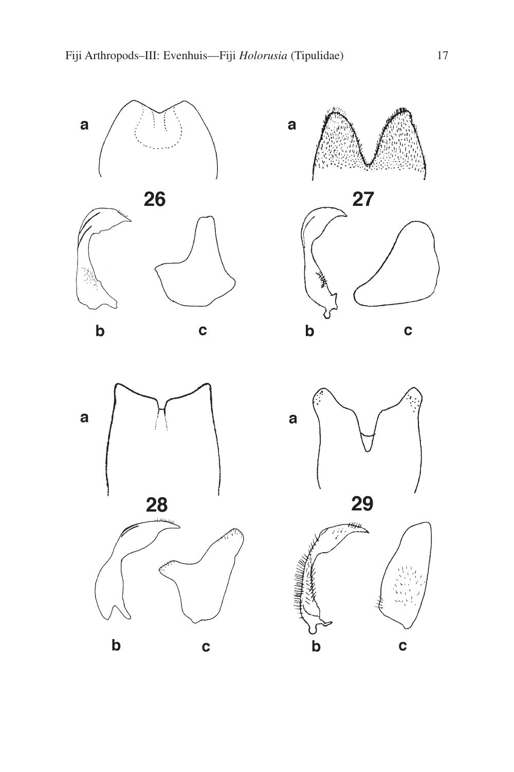a

26

b c

a

27

b c

a

28

b c

a

29

b c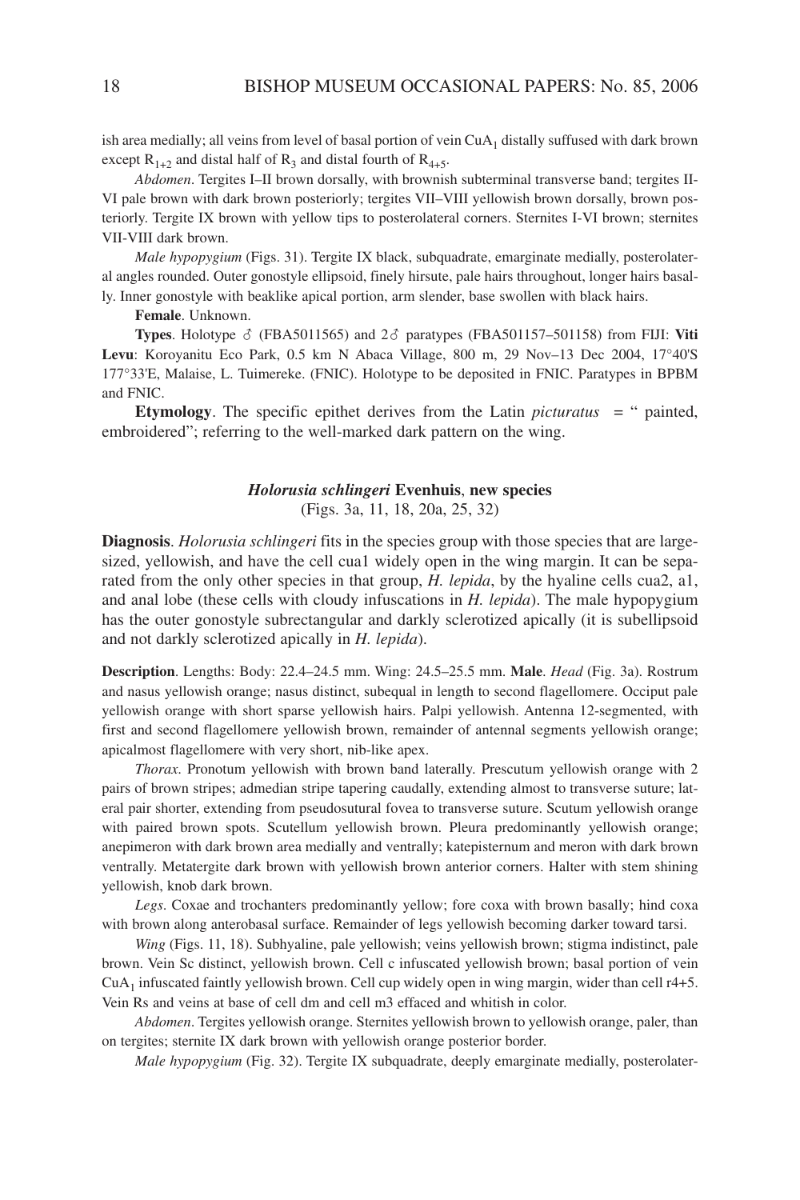ish area medially; all veins from level of basal portion of vein $CuA_1$ distally suffused with dark brown except $R_{1+2}$ and distal half of $R_3$ and distal fourth of $R_{4+5}$.

*Abdomen*. Tergites I–II brown dorsally, with brownish subterminal transverse band; tergites II-VI pale brown with dark brown posteriorly; tergites VII–VIII yellowish brown dorsally, brown posteriorly. Tergite IX brown with yellow tips to posterolateral corners. Sternites I-VI brown; sternites VII-VIII dark brown.

*Male hypopygium* (Figs. 31). Tergite IX black, subquadrate, emarginate medially, posterolateral angles rounded. Outer gonostyle ellipsoid, finely hirsute, pale hairs throughout, longer hairs basally. Inner gonostyle with beaklike apical portion, arm slender, base swollen with black hairs.

**Female**. Unknown.

**Types**. Holotype ♂ (FBA5011565) and 2♂ paratypes (FBA501157–501158) from FIJI: **Viti Levu**: Koroyanitu Eco Park, 0.5 km N Abaca Village, 800 m, 29 Nov–13 Dec 2004, 17°40'S 177°33'E, Malaise, L. Tuimereke. (FNIC). Holotype to be deposited in FNIC. Paratypes in BPBM and FNIC.

**Etymology**. The specific epithet derives from the Latin *picturatus* = " painted, embroidered"; referring to the well-marked dark pattern on the wing.

### *Holorusia schlingeri* Evenhuis, new species

(Figs. 3a, 11, 18, 20a, 25, 32)

**Diagnosis**. *Holorusia schlingeri* fits in the species group with those species that are large-sized, yellowish, and have the cell cua1 widely open in the wing margin. It can be separated from the only other species in that group, *H. lepida*, by the hyaline cells cua2, a1, and anal lobe (these cells with cloudy infuscations in *H. lepida*). The male hypopygium has the outer gonostyle subrectangular and darkly sclerotized apically (it is subellipsoid and not darkly sclerotized apically in *H. lepida*).

**Description**. Lengths: Body: 22.4–24.5 mm. Wing: 24.5–25.5 mm. **Male**. *Head* (Fig. 3a). Rostrum and nasus yellowish orange; nasus distinct, subequal in length to second flagellomere. Occiput pale yellowish orange with short sparse yellowish hairs. Palpi yellowish. Antenna 12-segmented, with first and second flagellomere yellowish brown, remainder of antennal segments yellowish orange; apicalmost flagellomere with very short, nib-like apex.

*Thorax*. Pronotum yellowish with brown band laterally. Prescutum yellowish orange with 2 pairs of brown stripes; admedian stripe tapering caudally, extending almost to transverse suture; lateral pair shorter, extending from pseudosutural fovea to transverse suture. Scutum yellowish orange with paired brown spots. Scutellum yellowish brown. Pleura predominantly yellowish orange; anepimeron with dark brown area medially and ventrally; katepisternum and meron with dark brown ventrally. Metatergite dark brown with yellowish brown anterior corners. Halter with stem shining yellowish, knob dark brown.

*Legs*. Coxae and trochanters predominantly yellow; fore coxa with brown basally; hind coxa with brown along anterobasal surface. Remainder of legs yellowish brown becoming darker toward tarsi.

*Wing* (Figs. 11, 18). Subhyaline, pale yellowish; veins yellowish brown; stigma indistinct, pale brown. Vein Sc distinct, yellowish brown. Cell c infuscated yellowish brown; basal portion of vein $CuA_1$ infuscated faintly yellowish brown. Cell cup widely open in wing margin, wider than cell r4+5. Vein Rs and veins at base of cell dm and cell m3 effaced and whitish in color.

*Abdomen*. Tergites yellowish orange. Sternites yellowish brown to yellowish orange, paler, than on tergites; sternite IX dark brown with yellowish orange posterior border.

*Male hypopygium* (Fig. 32). Tergite IX subquadrate, deeply emarginate medially, posterolater-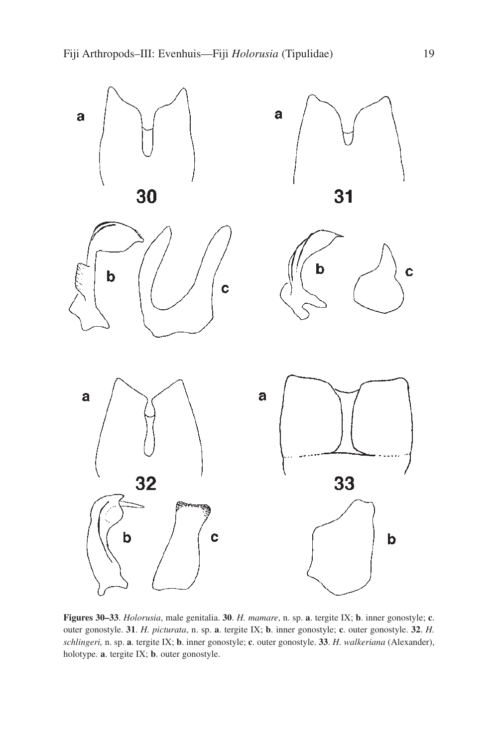**Figures 30–33**. *Holorusia*, male genitalia. **30**. *H. mamare*, n. sp. **a**. tergite IX; **b**. inner gonostyle; **c**. outer gonostyle. **31**. *H. picturata*, n. sp. **a**. tergite IX; **b**. inner gonostyle; **c**. outer gonostyle. **32**. *H. schlingeri,* n. sp. **a**. tergite IX; **b**. inner gonostyle; **c**. outer gonostyle. **33**. *H. walkeriana* (Alexander), holotype. **a**. tergite IX; **b**. outer gonostyle.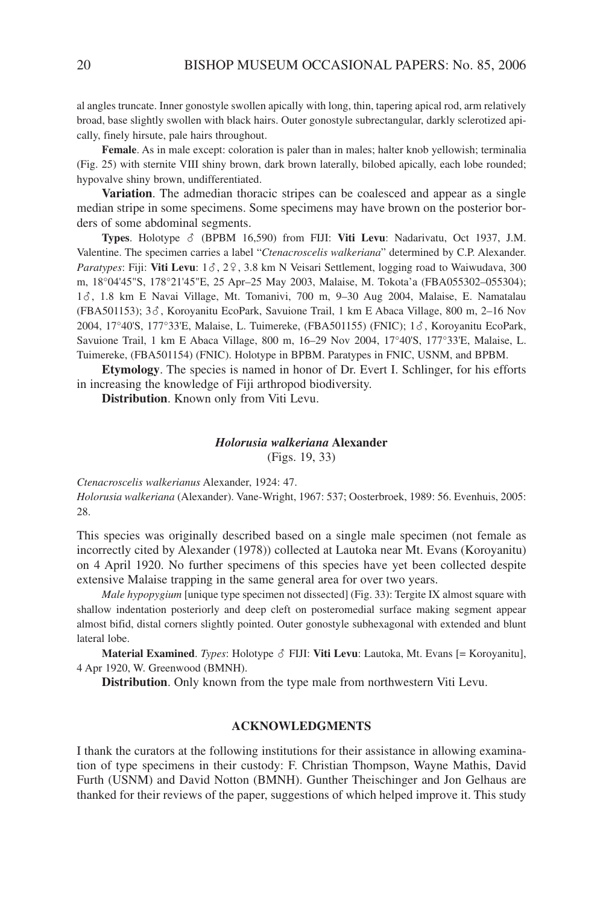al angles truncate. Inner gonostyle swollen apically with long, thin, tapering apical rod, arm relatively broad, base slightly swollen with black hairs. Outer gonostyle subrectangular, darkly sclerotized apically, finely hirsute, pale hairs throughout.

**Female**. As in male except: coloration is paler than in males; halter knob yellowish; terminalia (Fig. 25) with sternite VIII shiny brown, dark brown laterally, bilobed apically, each lobe rounded; hypovalve shiny brown, undifferentiated.

**Variation**. The admedian thoracic stripes can be coalesced and appear as a single median stripe in some specimens. Some specimens may have brown on the posterior borders of some abdominal segments.

**Types**. Holotype ♂ (BPBM 16,590) from FIJI: **Viti Levu**: Nadarivatu, Oct 1937, J.M. Valentine. The specimen carries a label "*Ctenacroscelis walkeriana*" determined by C.P. Alexander. *Paratypes*: Fiji: **Viti Levu**: 1♂, 2♀, 3.8 km N Veisari Settlement, logging road to Waiwudava, 300 m, 18°04'45"S, 178°21'45"E, 25 Apr–25 May 2003, Malaise, M. Tokota'a (FBA055302–055304); 1♂, 1.8 km E Navai Village, Mt. Tomanivi, 700 m, 9–30 Aug 2004, Malaise, E. Namatalau (FBA501153); 3♂, Koroyanitu EcoPark, Savuione Trail, 1 km E Abaca Village, 800 m, 2–16 Nov 2004, 17°40'S, 177°33'E, Malaise, L. Tuimereke, (FBA501155) (FNIC); 1♂, Koroyanitu EcoPark, Savuione Trail, 1 km E Abaca Village, 800 m, 16–29 Nov 2004, 17°40'S, 177°33'E, Malaise, L. Tuimereke, (FBA501154) (FNIC). Holotype in BPBM. Paratypes in FNIC, USNM, and BPBM.

**Etymology**. The species is named in honor of Dr. Evert I. Schlinger, for his efforts in increasing the knowledge of Fiji arthropod biodiversity.

**Distribution**. Known only from Viti Levu.

### *Holorusia walkeriana* Alexander
(Figs. 19, 33)

*Ctenacroscelis walkerianus* Alexander, 1924: 47.
*Holorusia walkeriana* (Alexander). Vane-Wright, 1967: 537; Oosterbroek, 1989: 56. Evenhuis, 2005: 28.

This species was originally described based on a single male specimen (not female as incorrectly cited by Alexander (1978)) collected at Lautoka near Mt. Evans (Koroyanitu) on 4 April 1920. No further specimens of this species have yet been collected despite extensive Malaise trapping in the same general area for over two years.

*Male hypopygium* [unique type specimen not dissected] (Fig. 33): Tergite IX almost square with shallow indentation posteriorly and deep cleft on posteromedial surface making segment appear almost bifid, distal corners slightly pointed. Outer gonostyle subhexagonal with extended and blunt lateral lobe.

**Material Examined**. *Types*: Holotype ♂ FIJI: **Viti Levu**: Lautoka, Mt. Evans [= Koroyanitu], 4 Apr 1920, W. Greenwood (BMNH).

**Distribution**. Only known from the type male from northwestern Viti Levu.

## ACKNOWLEDGMENTS

I thank the curators at the following institutions for their assistance in allowing examination of type specimens in their custody: F. Christian Thompson, Wayne Mathis, David Furth (USNM) and David Notton (BMNH). Gunther Theischinger and Jon Gelhaus are thanked for their reviews of the paper, suggestions of which helped improve it. This study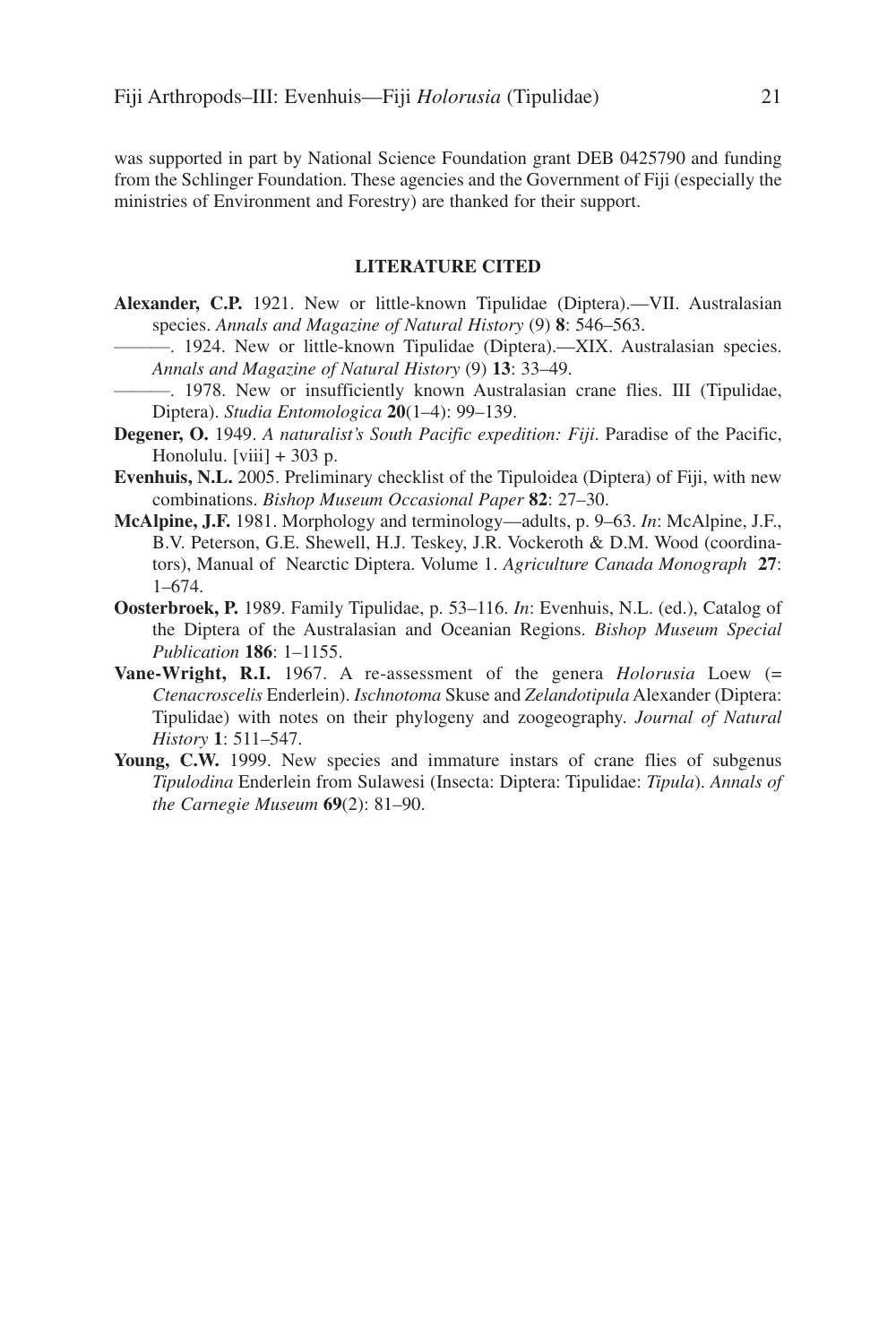was supported in part by National Science Foundation grant DEB 0425790 and funding from the Schlinger Foundation. These agencies and the Government of Fiji (especially the ministries of Environment and Forestry) are thanked for their support.

## LITERATURE CITED

**Alexander, C.P.** 1921. New or little-known Tipulidae (Diptera).—VII. Australasian species. *Annals and Magazine of Natural History* (9) **8**: 546–563.

———. 1924. New or little-known Tipulidae (Diptera).—XIX. Australasian species. *Annals and Magazine of Natural History* (9) **13**: 33–49.

———. 1978. New or insufficiently known Australasian crane flies. III (Tipulidae, Diptera). *Studia Entomologica* **20**(1–4): 99–139.

**Degener, O.** 1949. *A naturalist's South Pacific expedition: Fiji*. Paradise of the Pacific, Honolulu. [viii] + 303 p.

**Evenhuis, N.L.** 2005. Preliminary checklist of the Tipuloidea (Diptera) of Fiji, with new combinations. *Bishop Museum Occasional Paper* **82**: 27–30.

**McAlpine, J.F.** 1981. Morphology and terminology—adults, p. 9–63. *In*: McAlpine, J.F., B.V. Peterson, G.E. Shewell, H.J. Teskey, J.R. Vockeroth & D.M. Wood (coordinators), Manual of Nearctic Diptera. Volume 1. *Agriculture Canada Monograph* **27**: 1–674.

**Oosterbroek, P.** 1989. Family Tipulidae, p. 53–116. *In*: Evenhuis, N.L. (ed.), Catalog of the Diptera of the Australasian and Oceanian Regions. *Bishop Museum Special Publication* **186**: 1–1155.

**Vane-Wright, R.I.** 1967. A re-assessment of the genera *Holorusia* Loew (= *Ctenacroscelis* Enderlein). *Ischnotoma* Skuse and *Zelandotipula* Alexander (Diptera: Tipulidae) with notes on their phylogeny and zoogeography. *Journal of Natural History* **1**: 511–547.

**Young, C.W.** 1999. New species and immature instars of crane flies of subgenus *Tipulodina* Enderlein from Sulawesi (Insecta: Diptera: Tipulidae: *Tipula*). *Annals of the Carnegie Museum* **69**(2): 81–90.